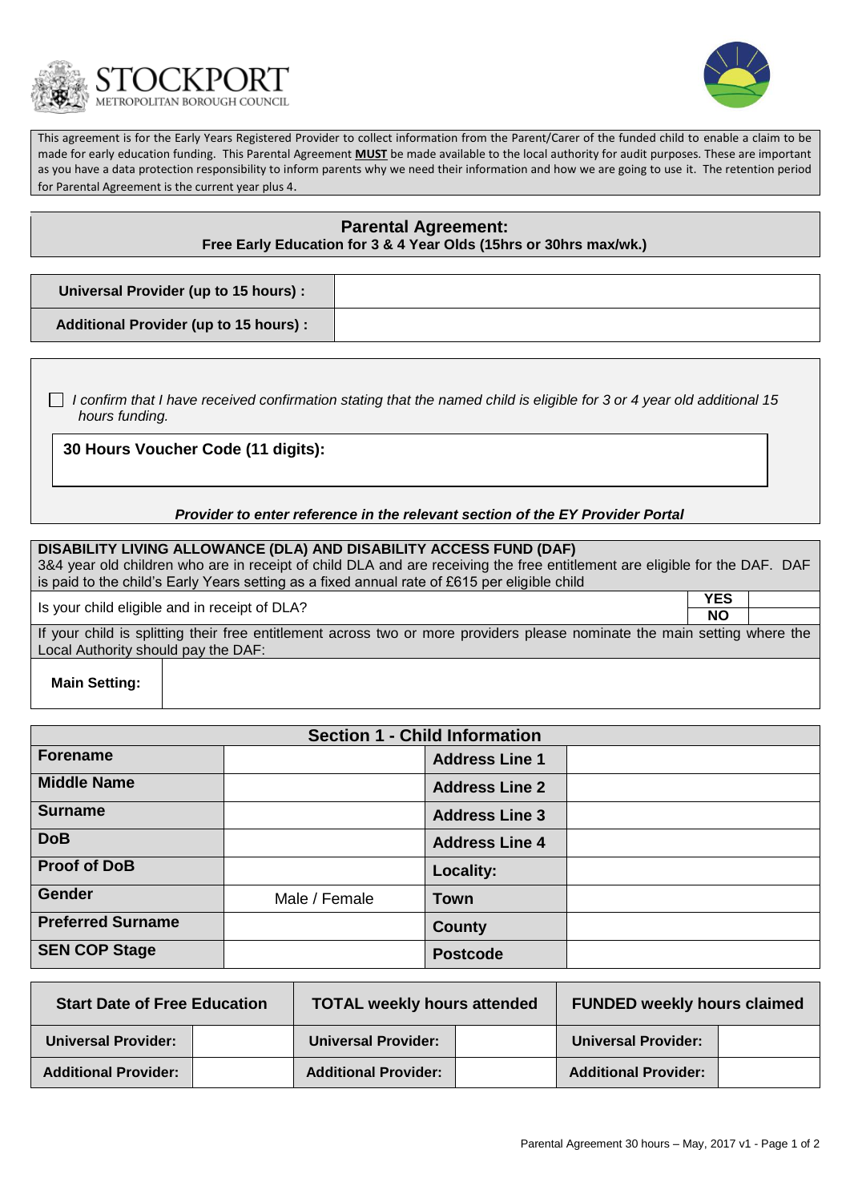STOCKPORT METROPOLITAN BOROUGH COUNCIL

This agreement is for the Early Years Registered Provider to collect information from the Parent/Carer of the funded child to enable a claim to be made for early education funding. This Parental Agreement **MUST** be made available to the local authority for audit purposes. These are important as you have a data protection responsibility to inform parents why we need their information and how we are going to use it. The retention period for Parental Agreement is the current year plus 4.

# Parental Agreement:

**Free Early Education for 3 & 4 Year Olds (15hrs or 30hrs max/wk.)**

| **Universal Provider (up to 15 hours) :** | |
|---|---|
| **Additional Provider (up to 15 hours) :** | |

☐ *I confirm that I have received confirmation stating that the named child is eligible for 3 or 4 year old additional 15 hours funding.*

**30 Hours Voucher Code (11 digits):**

***Provider to enter reference in the relevant section of the EY Provider Portal***

**DISABILITY LIVING ALLOWANCE (DLA) AND DISABILITY ACCESS FUND (DAF)**

3&4 year old children who are in receipt of child DLA and are receiving the free entitlement are eligible for the DAF. DAF is paid to the child's Early Years setting as a fixed annual rate of £615 per eligible child

| Is your child eligible and in receipt of DLA? | **YES** | |
|---|---|---|
| | **NO** | |

If your child is splitting their free entitlement across two or more providers please nominate the main setting where the Local Authority should pay the DAF:

| **Main Setting:** | |
|---|---|

## Section 1 - Child Information

| **Forename** | | **Address Line 1** | |
|---|---|---|---|
| **Middle Name** | | **Address Line 2** | |
| **Surname** | | **Address Line 3** | |
| **DoB** | | **Address Line 4** | |
| **Proof of DoB** | | **Locality:** | |
| **Gender** | Male / Female | **Town** | |
| **Preferred Surname** | | **County** | |
| **SEN COP Stage** | | **Postcode** | |

| **Start Date of Free Education** | | **TOTAL weekly hours attended** | | **FUNDED weekly hours claimed** | |
|---|---|---|---|---|---|
| **Universal Provider:** | | **Universal Provider:** | | **Universal Provider:** | |
| **Additional Provider:** | | **Additional Provider:** | | **Additional Provider:** | |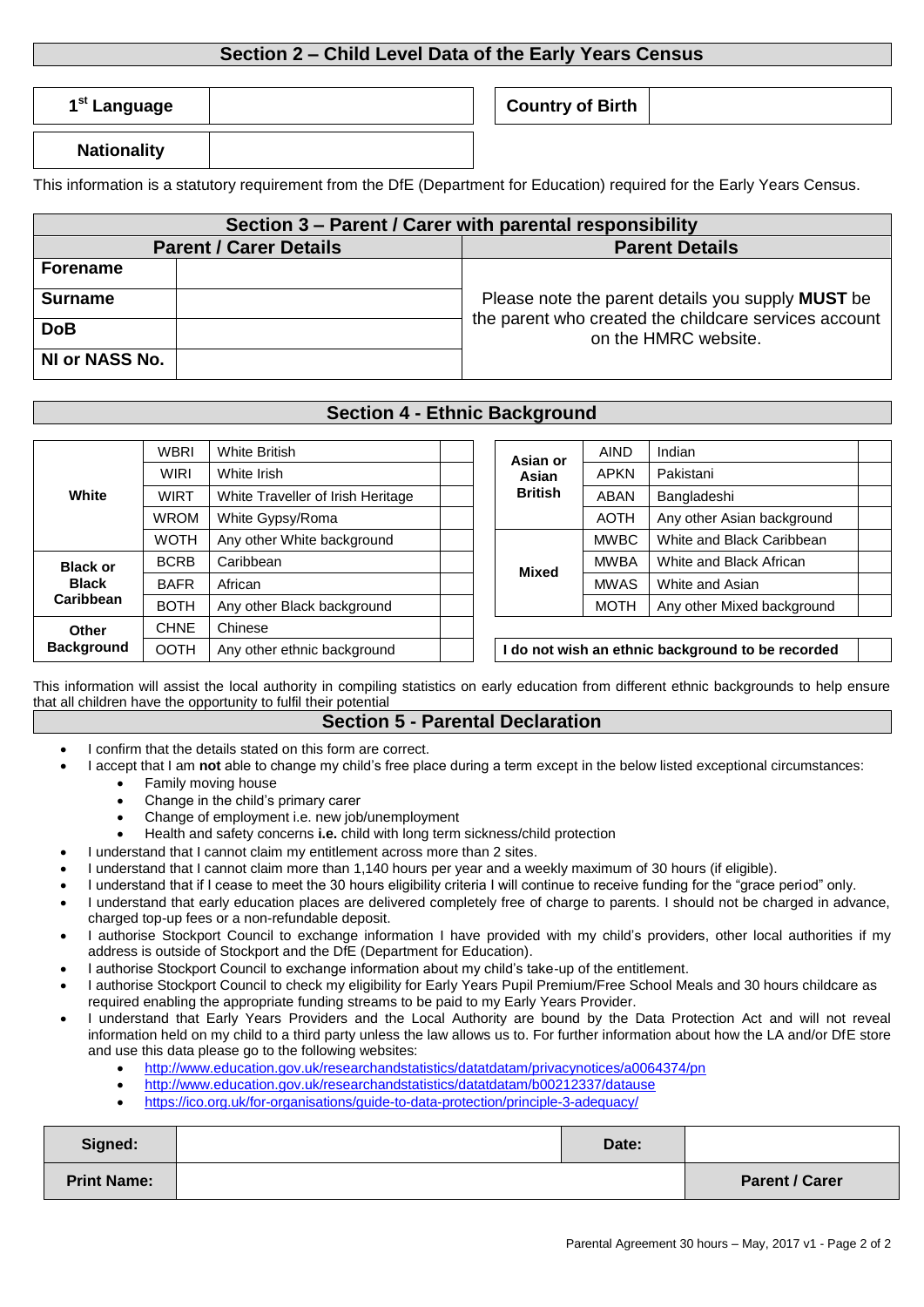## Section 2 – Child Level Data of the Early Years Census

| | | | |
|---|---|---|---|
| **1st Language** | | **Country of Birth** | |
| **Nationality** | | | |

This information is a statutory requirement from the DfE (Department for Education) required for the Early Years Census.

## Section 3 – Parent / Carer with parental responsibility

| **Parent / Carer Details** | | **Parent Details** |
|---|---|---|
| **Forename** | | Please note the parent details you supply **MUST** be the parent who created the childcare services account on the HMRC website. |
| **Surname** | | |
| **DoB** | | |
| **NI or NASS No.** | | |

## Section 4 - Ethnic Background

| | | | |
|---|---|---|---|
| **White** | WBRI | White British | |
| | WIRI | White Irish | |
| | WIRT | White Traveller of Irish Heritage | |
| | WROM | White Gypsy/Roma | |
| | WOTH | Any other White background | |
| **Black or Black Caribbean** | BCRB | Caribbean | |
| | BAFR | African | |
| | BOTH | Any other Black background | |
| **Other Background** | CHNE | Chinese | |
| | OOTH | Any other ethnic background | |
| **Asian or Asian British** | AIND | Indian | |
| | APKN | Pakistani | |
| | ABAN | Bangladeshi | |
| | AOTH | Any other Asian background | |
| **Mixed** | MWBC | White and Black Caribbean | |
| | MWBA | White and Black African | |
| | MWAS | White and Asian | |
| | MOTH | Any other Mixed background | |
| **I do not wish an ethnic background to be recorded** | | | |

This information will assist the local authority in compiling statistics on early education from different ethnic backgrounds to help ensure that all children have the opportunity to fulfil their potential

## Section 5 - Parental Declaration

- I confirm that the details stated on this form are correct.
- I accept that I am **not** able to change my child's free place during a term except in the below listed exceptional circumstances:
  - Family moving house
  - Change in the child's primary carer
  - Change of employment i.e. new job/unemployment
  - Health and safety concerns **i.e.** child with long term sickness/child protection
- I understand that I cannot claim my entitlement across more than 2 sites.
- I understand that I cannot claim more than 1,140 hours per year and a weekly maximum of 30 hours (if eligible).
- I understand that if I cease to meet the 30 hours eligibility criteria I will continue to receive funding for the "grace period" only.
- I understand that early education places are delivered completely free of charge to parents. I should not be charged in advance, charged top-up fees or a non-refundable deposit.
- I authorise Stockport Council to exchange information I have provided with my child's providers, other local authorities if my address is outside of Stockport and the DfE (Department for Education).
- I authorise Stockport Council to exchange information about my child's take-up of the entitlement.
- I authorise Stockport Council to check my eligibility for Early Years Pupil Premium/Free School Meals and 30 hours childcare as required enabling the appropriate funding streams to be paid to my Early Years Provider.
- I understand that Early Years Providers and the Local Authority are bound by the Data Protection Act and will not reveal information held on my child to a third party unless the law allows us to. For further information about how the LA and/or DfE store and use this data please go to the following websites:
  - http://www.education.gov.uk/researchandstatistics/datatdatam/privacynotices/a0064374/pn
  - http://www.education.gov.uk/researchandstatistics/datatdatam/b00212337/datause
  - https://ico.org.uk/for-organisations/guide-to-data-protection/principle-3-adequacy/

| | | | |
|---|---|---|---|
| **Signed:** | | **Date:** | |
| **Print Name:** | | | **Parent / Carer** |